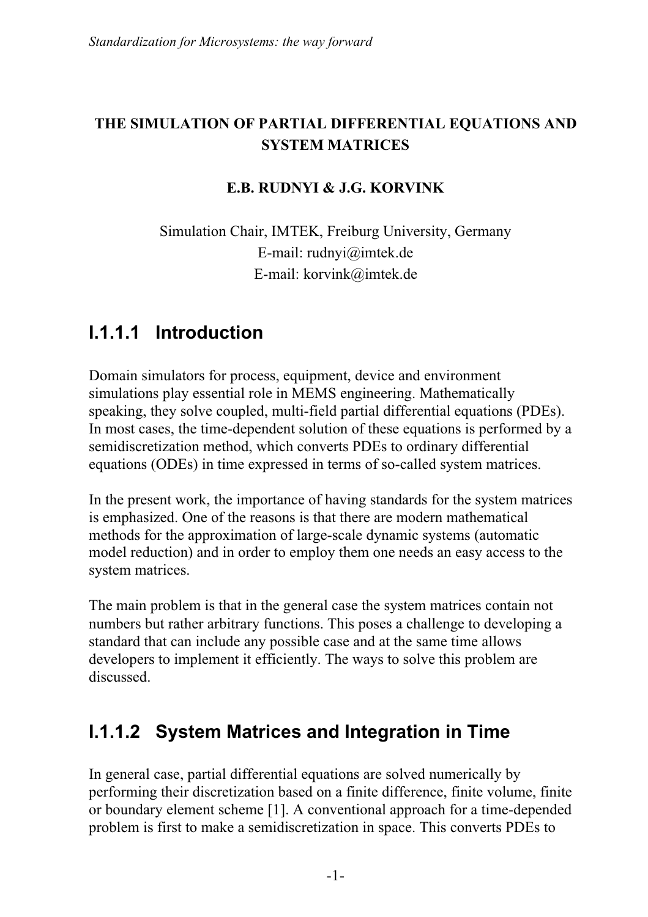# THE SIMULATION OF PARTIAL DIFFERENTIAL EQUATIONS AND SYSTEM MATRICES

**E.B. RUDNYI & J.G. KORVINK**

Simulation Chair, IMTEK, Freiburg University, Germany
E-mail: rudnyi@imtek.de
E-mail: korvink@imtek.de

## I.1.1.1 Introduction

Domain simulators for process, equipment, device and environment simulations play essential role in MEMS engineering. Mathematically speaking, they solve coupled, multi-field partial differential equations (PDEs). In most cases, the time-dependent solution of these equations is performed by a semidiscretization method, which converts PDEs to ordinary differential equations (ODEs) in time expressed in terms of so-called system matrices.

In the present work, the importance of having standards for the system matrices is emphasized. One of the reasons is that there are modern mathematical methods for the approximation of large-scale dynamic systems (automatic model reduction) and in order to employ them one needs an easy access to the system matrices.

The main problem is that in the general case the system matrices contain not numbers but rather arbitrary functions. This poses a challenge to developing a standard that can include any possible case and at the same time allows developers to implement it efficiently. The ways to solve this problem are discussed.

## I.1.1.2 System Matrices and Integration in Time

In general case, partial differential equations are solved numerically by performing their discretization based on a finite difference, finite volume, finite or boundary element scheme [1]. A conventional approach for a time-depended problem is first to make a semidiscretization in space. This converts PDEs to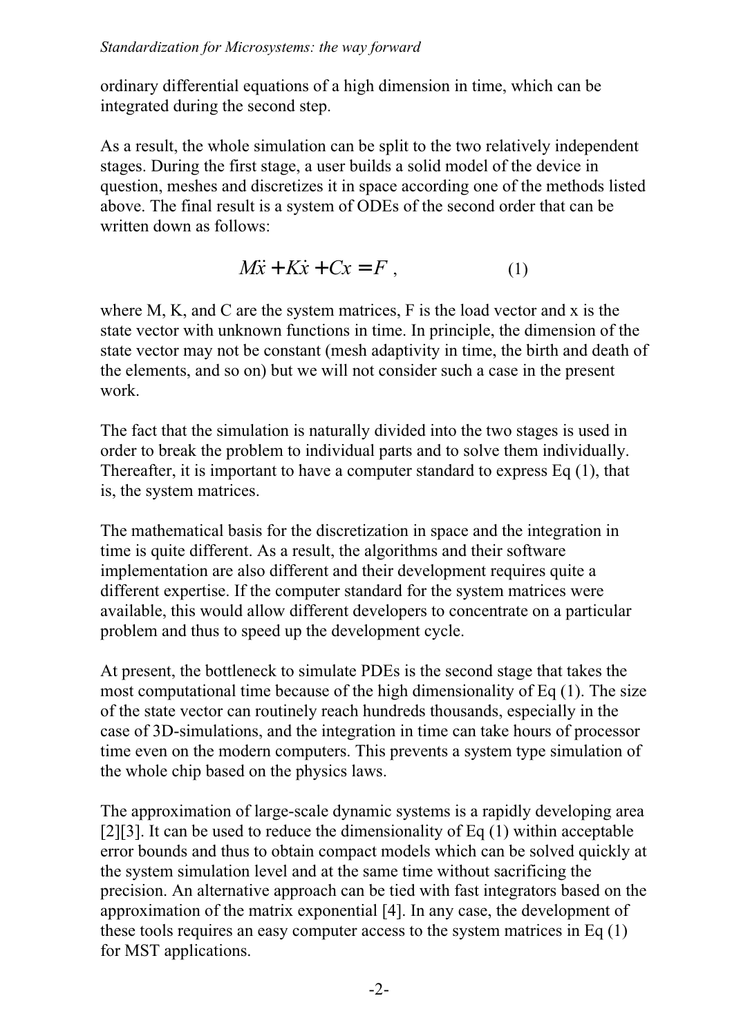ordinary differential equations of a high dimension in time, which can be integrated during the second step.

As a result, the whole simulation can be split to the two relatively independent stages. During the first stage, a user builds a solid model of the device in question, meshes and discretizes it in space according one of the methods listed above. The final result is a system of ODEs of the second order that can be written down as follows:

$$M\ddot{x} + K\dot{x} + Cx = F \ , \qquad (1)$$

where M, K, and C are the system matrices, F is the load vector and x is the state vector with unknown functions in time. In principle, the dimension of the state vector may not be constant (mesh adaptivity in time, the birth and death of the elements, and so on) but we will not consider such a case in the present work.

The fact that the simulation is naturally divided into the two stages is used in order to break the problem to individual parts and to solve them individually. Thereafter, it is important to have a computer standard to express Eq (1), that is, the system matrices.

The mathematical basis for the discretization in space and the integration in time is quite different. As a result, the algorithms and their software implementation are also different and their development requires quite a different expertise. If the computer standard for the system matrices were available, this would allow different developers to concentrate on a particular problem and thus to speed up the development cycle.

At present, the bottleneck to simulate PDEs is the second stage that takes the most computational time because of the high dimensionality of Eq (1). The size of the state vector can routinely reach hundreds thousands, especially in the case of 3D-simulations, and the integration in time can take hours of processor time even on the modern computers. This prevents a system type simulation of the whole chip based on the physics laws.

The approximation of large-scale dynamic systems is a rapidly developing area [2][3]. It can be used to reduce the dimensionality of Eq (1) within acceptable error bounds and thus to obtain compact models which can be solved quickly at the system simulation level and at the same time without sacrificing the precision. An alternative approach can be tied with fast integrators based on the approximation of the matrix exponential [4]. In any case, the development of these tools requires an easy computer access to the system matrices in Eq (1) for MST applications.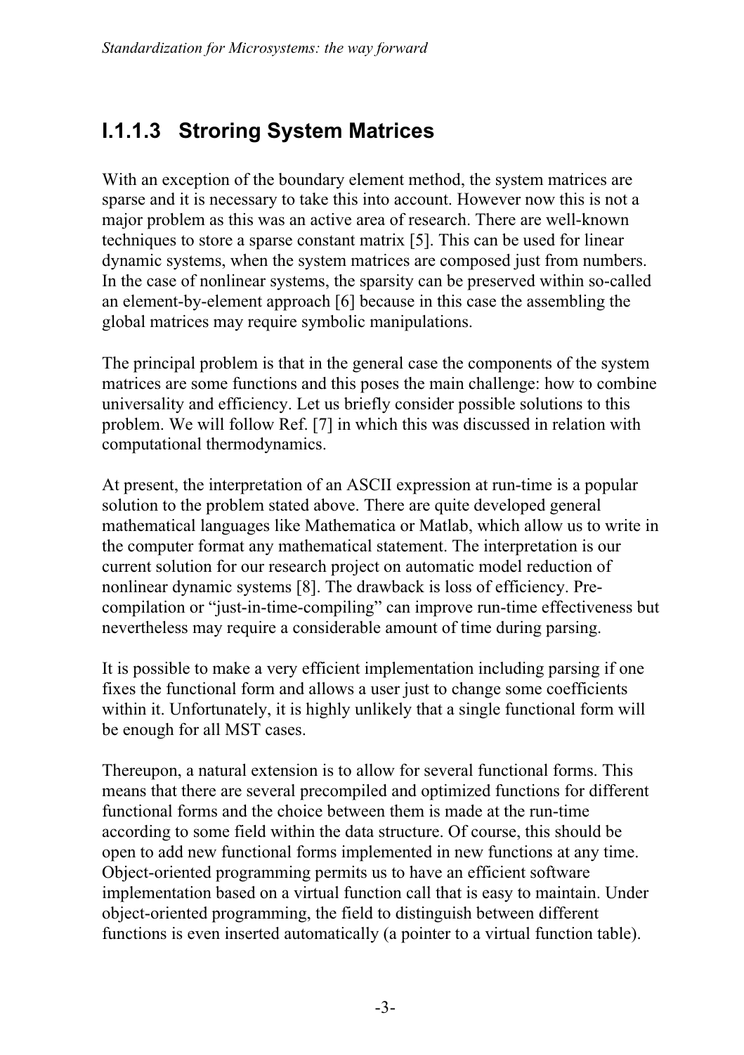### I.1.1.3 Stroring System Matrices

With an exception of the boundary element method, the system matrices are sparse and it is necessary to take this into account. However now this is not a major problem as this was an active area of research. There are well-known techniques to store a sparse constant matrix [5]. This can be used for linear dynamic systems, when the system matrices are composed just from numbers. In the case of nonlinear systems, the sparsity can be preserved within so-called an element-by-element approach [6] because in this case the assembling the global matrices may require symbolic manipulations.

The principal problem is that in the general case the components of the system matrices are some functions and this poses the main challenge: how to combine universality and efficiency. Let us briefly consider possible solutions to this problem. We will follow Ref. [7] in which this was discussed in relation with computational thermodynamics.

At present, the interpretation of an ASCII expression at run-time is a popular solution to the problem stated above. There are quite developed general mathematical languages like Mathematica or Matlab, which allow us to write in the computer format any mathematical statement. The interpretation is our current solution for our research project on automatic model reduction of nonlinear dynamic systems [8]. The drawback is loss of efficiency. Pre-compilation or "just-in-time-compiling" can improve run-time effectiveness but nevertheless may require a considerable amount of time during parsing.

It is possible to make a very efficient implementation including parsing if one fixes the functional form and allows a user just to change some coefficients within it. Unfortunately, it is highly unlikely that a single functional form will be enough for all MST cases.

Thereupon, a natural extension is to allow for several functional forms. This means that there are several precompiled and optimized functions for different functional forms and the choice between them is made at the run-time according to some field within the data structure. Of course, this should be open to add new functional forms implemented in new functions at any time. Object-oriented programming permits us to have an efficient software implementation based on a virtual function call that is easy to maintain. Under object-oriented programming, the field to distinguish between different functions is even inserted automatically (a pointer to a virtual function table).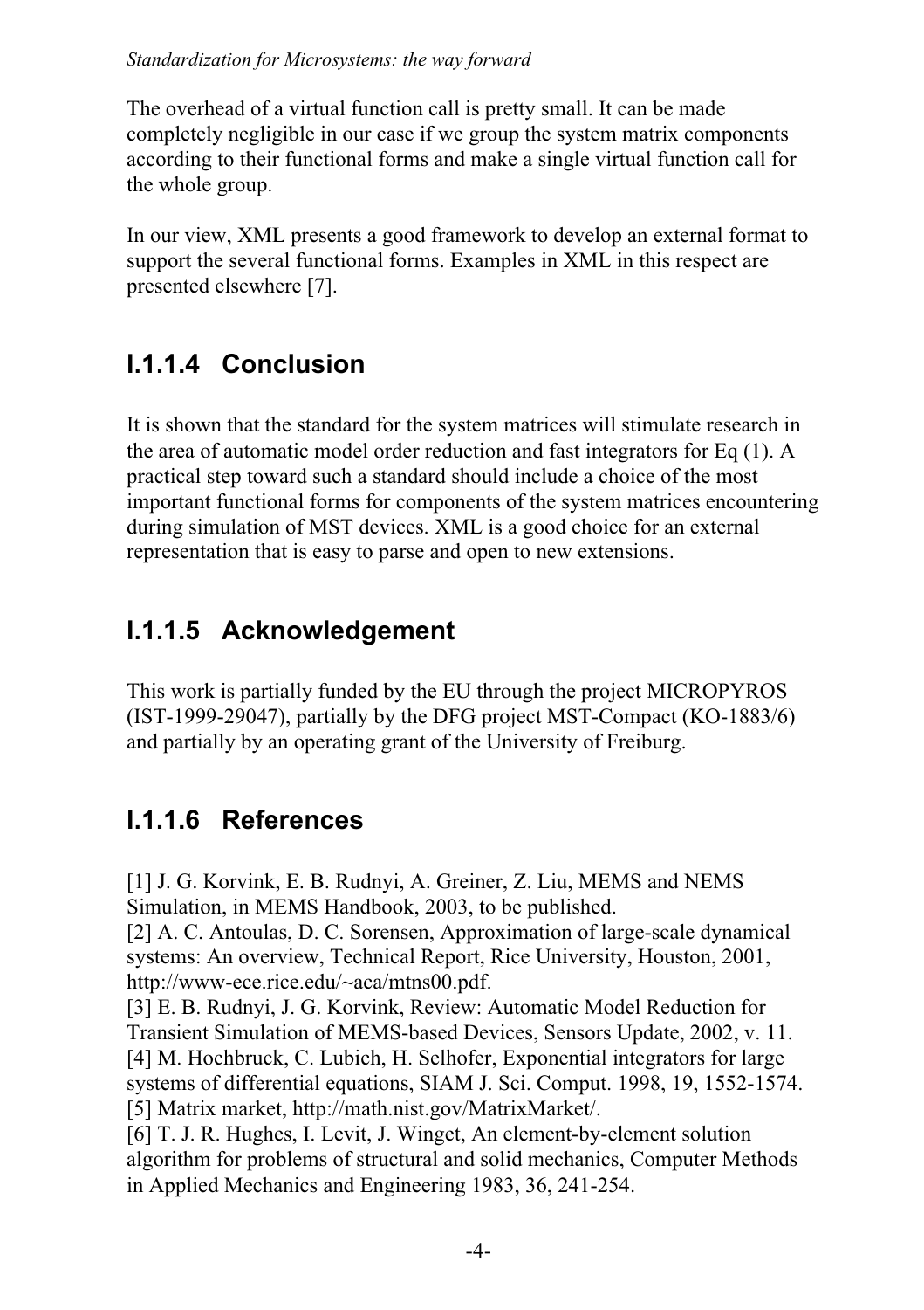The overhead of a virtual function call is pretty small. It can be made completely negligible in our case if we group the system matrix components according to their functional forms and make a single virtual function call for the whole group.

In our view, XML presents a good framework to develop an external format to support the several functional forms. Examples in XML in this respect are presented elsewhere [7].

## I.1.1.4 Conclusion

It is shown that the standard for the system matrices will stimulate research in the area of automatic model order reduction and fast integrators for Eq (1). A practical step toward such a standard should include a choice of the most important functional forms for components of the system matrices encountering during simulation of MST devices. XML is a good choice for an external representation that is easy to parse and open to new extensions.

## I.1.1.5 Acknowledgement

This work is partially funded by the EU through the project MICROPYROS (IST-1999-29047), partially by the DFG project MST-Compact (KO-1883/6) and partially by an operating grant of the University of Freiburg.

## I.1.1.6 References

[1] J. G. Korvink, E. B. Rudnyi, A. Greiner, Z. Liu, MEMS and NEMS Simulation, in MEMS Handbook, 2003, to be published.
[2] A. C. Antoulas, D. C. Sorensen, Approximation of large-scale dynamical systems: An overview, Technical Report, Rice University, Houston, 2001, http://www-ece.rice.edu/~aca/mtns00.pdf.
[3] E. B. Rudnyi, J. G. Korvink, Review: Automatic Model Reduction for Transient Simulation of MEMS-based Devices, Sensors Update, 2002, v. 11.
[4] M. Hochbruck, C. Lubich, H. Selhofer, Exponential integrators for large systems of differential equations, SIAM J. Sci. Comput. 1998, 19, 1552-1574.
[5] Matrix market, http://math.nist.gov/MatrixMarket/.
[6] T. J. R. Hughes, I. Levit, J. Winget, An element-by-element solution algorithm for problems of structural and solid mechanics, Computer Methods in Applied Mechanics and Engineering 1983, 36, 241-254.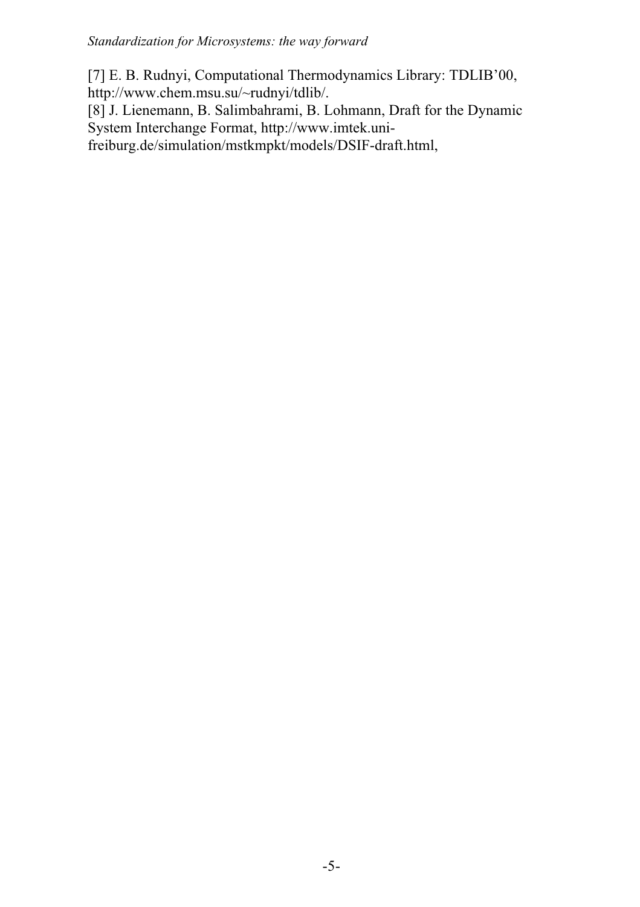[7] E. B. Rudnyi, Computational Thermodynamics Library: TDLIB'00, http://www.chem.msu.su/~rudnyi/tdlib/.

[8] J. Lienemann, B. Salimbahrami, B. Lohmann, Draft for the Dynamic System Interchange Format, http://www.imtek.uni-freiburg.de/simulation/mstkmpkt/models/DSIF-draft.html,